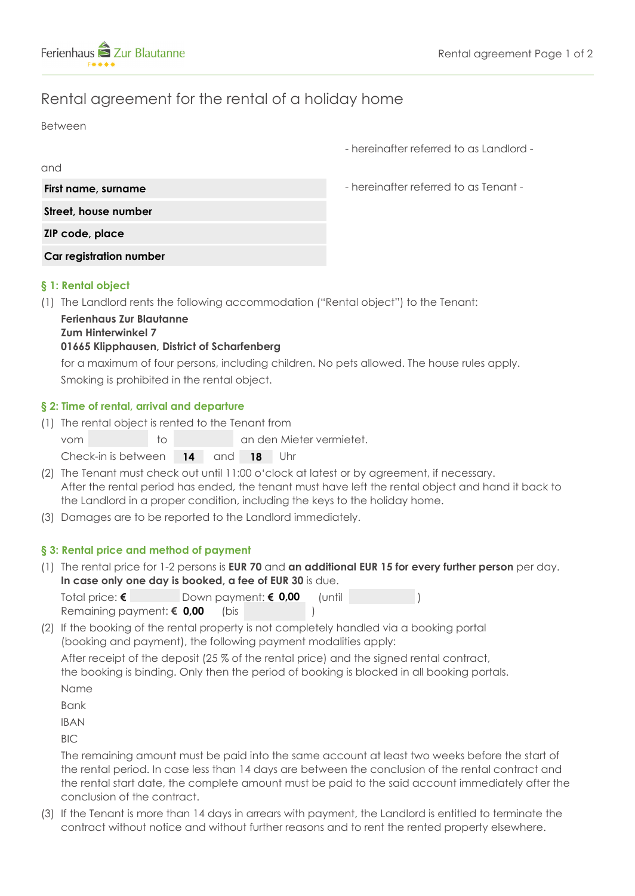# Rental agreement for the rental of a holiday home

Between

- hereinafter referred to as Landlord -

and

**First name, surname** - hereinafter referred to as Tenant -

**Street, house number**

**ZIP code, place**

**Car registration number**

## § 1: Rental object

(1) The Landlord rents the following accommodation ("Rental object") to the Tenant:

**Ferienhaus Zur Blautanne**
**Zum Hinterwinkel 7**
**01665 Klipphausen, District of Scharfenberg**

for a maximum of four persons, including children. No pets allowed. The house rules apply. Smoking is prohibited in the rental object.

## § 2: Time of rental, arrival and departure

(1) The rental object is rented to the Tenant from

vom ____ to ____ an den Mieter vermietet.

Check-in is between **14** and **18** Uhr

(2) The Tenant must check out until 11:00 o'clock at latest or by agreement, if necessary. After the rental period has ended, the tenant must have left the rental object and hand it back to the Landlord in a proper condition, including the keys to the holiday home.

(3) Damages are to be reported to the Landlord immediately.

## § 3: Rental price and method of payment

(1) The rental price for 1-2 persons is **EUR 70** and **an additional EUR 15 for every further person** per day. **In case only one day is booked, a fee of EUR 30** is due.

Total price: **€** ____ Down payment: **€ 0,00** (until ____ )
Remaining payment: **€ 0,00** (bis ____ )

(2) If the booking of the rental property is not completely handled via a booking portal (booking and payment), the following payment modalities apply:

After receipt of the deposit (25 % of the rental price) and the signed rental contract, the booking is binding. Only then the period of booking is blocked in all booking portals.

Name

Bank

IBAN

BIC

The remaining amount must be paid into the same account at least two weeks before the start of the rental period. In case less than 14 days are between the conclusion of the rental contract and the rental start date, the complete amount must be paid to the said account immediately after the conclusion of the contract.

(3) If the Tenant is more than 14 days in arrears with payment, the Landlord is entitled to terminate the contract without notice and without further reasons and to rent the rented property elsewhere.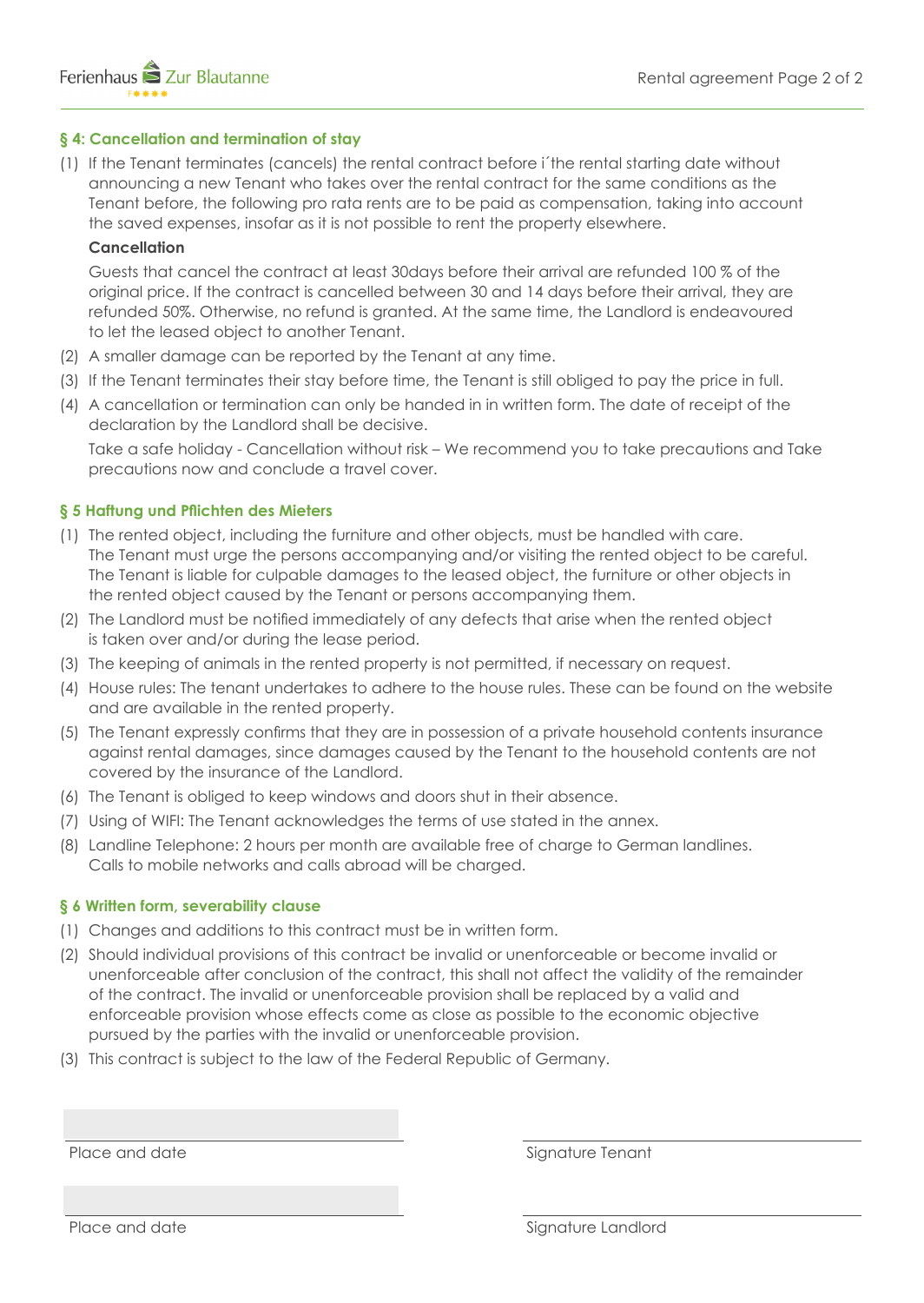### § 4: Cancellation and termination of stay

(1) If the Tenant terminates (cancels) the rental contract before i´the rental starting date without announcing a new Tenant who takes over the rental contract for the same conditions as the Tenant before, the following pro rata rents are to be paid as compensation, taking into account the saved expenses, insofar as it is not possible to rent the property elsewhere.

**Cancellation**

Guests that cancel the contract at least 30days before their arrival are refunded 100 % of the original price. If the contract is cancelled between 30 and 14 days before their arrival, they are refunded 50%. Otherwise, no refund is granted. At the same time, the Landlord is endeavoured to let the leased object to another Tenant.

(2) A smaller damage can be reported by the Tenant at any time.

(3) If the Tenant terminates their stay before time, the Tenant is still obliged to pay the price in full.

(4) A cancellation or termination can only be handed in in written form. The date of receipt of the declaration by the Landlord shall be decisive.

Take a safe holiday - Cancellation without risk – We recommend you to take precautions and Take precautions now and conclude a travel cover.

### § 5 Haftung und Pflichten des Mieters

(1) The rented object, including the furniture and other objects, must be handled with care. The Tenant must urge the persons accompanying and/or visiting the rented object to be careful. The Tenant is liable for culpable damages to the leased object, the furniture or other objects in the rented object caused by the Tenant or persons accompanying them.

(2) The Landlord must be notified immediately of any defects that arise when the rented object is taken over and/or during the lease period.

(3) The keeping of animals in the rented property is not permitted, if necessary on request.

(4) House rules: The tenant undertakes to adhere to the house rules. These can be found on the website and are available in the rented property.

(5) The Tenant expressly confirms that they are in possession of a private household contents insurance against rental damages, since damages caused by the Tenant to the household contents are not covered by the insurance of the Landlord.

(6) The Tenant is obliged to keep windows and doors shut in their absence.

(7) Using of WIFI: The Tenant acknowledges the terms of use stated in the annex.

(8) Landline Telephone: 2 hours per month are available free of charge to German landlines. Calls to mobile networks and calls abroad will be charged.

### § 6 Written form, severability clause

(1) Changes and additions to this contract must be in written form.

(2) Should individual provisions of this contract be invalid or unenforceable or become invalid or unenforceable after conclusion of the contract, this shall not affect the validity of the remainder of the contract. The invalid or unenforceable provision shall be replaced by a valid and enforceable provision whose effects come as close as possible to the economic objective pursued by the parties with the invalid or unenforceable provision.

(3) This contract is subject to the law of the Federal Republic of Germany.

Place and date

Signature Tenant

Place and date

Signature Landlord